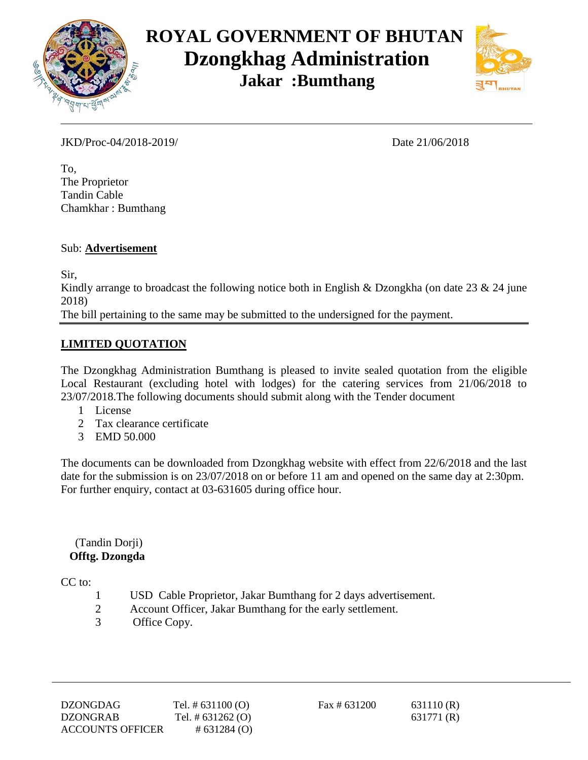# ROYAL GOVERNMENT OF BHUTAN
## Dzongkhag Administration
### Jakar :Bumthang

JKD/Proc-04/2018-2019/ Date 21/06/2018

To,
The Proprietor
Tandin Cable
Chamkhar : Bumthang

Sub: **Advertisement**

Sir,
Kindly arrange to broadcast the following notice both in English & Dzongkha (on date 23 & 24 june 2018)
The bill pertaining to the same may be submitted to the undersigned for the payment.

**LIMITED QUOTATION**

The Dzongkhag Administration Bumthang is pleased to invite sealed quotation from the eligible Local Restaurant (excluding hotel with lodges) for the catering services from 21/06/2018 to 23/07/2018.The following documents should submit along with the Tender document

1. License
2. Tax clearance certificate
3. EMD 50.000

The documents can be downloaded from Dzongkhag website with effect from 22/6/2018 and the last date for the submission is on 23/07/2018 on or before 11 am and opened on the same day at 2:30pm. For further enquiry, contact at 03-631605 during office hour.

(Tandin Dorji)
**Offtg. Dzongda**

CC to:

1. USD Cable Proprietor, Jakar Bumthang for 2 days advertisement.
2. Account Officer, Jakar Bumthang for the early settlement.
3. Office Copy.

| | | | |
|---|---|---|---|
| DZONGDAG | Tel. # 631100 (O) | Fax # 631200 | 631110 (R) |
| DZONGRAB | Tel. # 631262 (O) | | 631771 (R) |
| ACCOUNTS OFFICER | # 631284 (O) | | |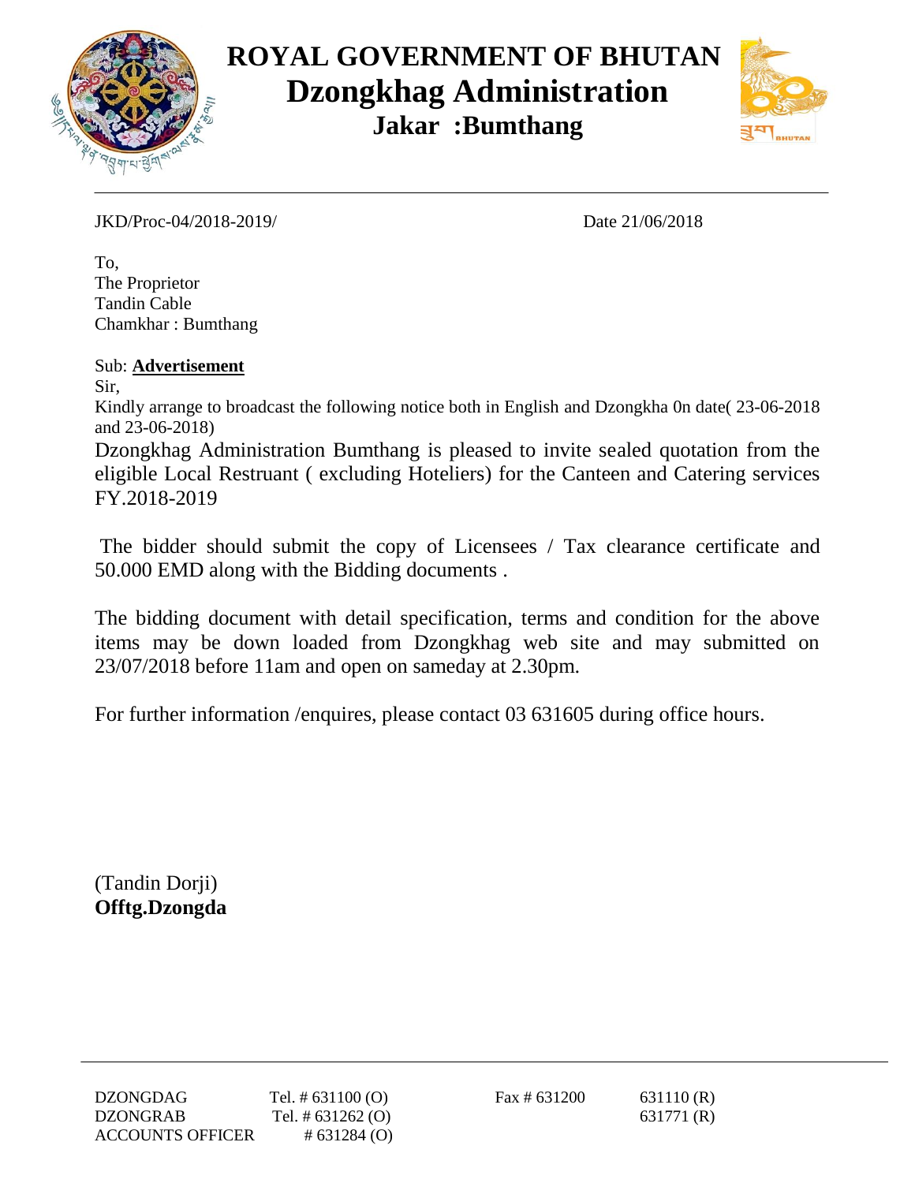# ROYAL GOVERNMENT OF BHUTAN
## Dzongkhag Administration
### Jakar :Bumthang

---

JKD/Proc-04/2018-2019/ Date 21/06/2018

To,
The Proprietor
Tandin Cable
Chamkhar : Bumthang

Sub: **Advertisement**

Sir,

Kindly arrange to broadcast the following notice both in English and Dzongkha 0n date( 23-06-2018 and 23-06-2018)

Dzongkhag Administration Bumthang is pleased to invite sealed quotation from the eligible Local Restruant ( excluding Hoteliers) for the Canteen and Catering services FY.2018-2019

The bidder should submit the copy of Licensees / Tax clearance certificate and 50.000 EMD along with the Bidding documents .

The bidding document with detail specification, terms and condition for the above items may be down loaded from Dzongkhag web site and may submitted on 23/07/2018 before 11am and open on sameday at 2.30pm.

For further information /enquires, please contact 03 631605 during office hours.

(Tandin Dorji)
**Offtg.Dzongda**

---

| | | | |
|---|---|---|---|
| DZONGDAG | Tel. # 631100 (O) | Fax # 631200 | 631110 (R) |
| DZONGRAB | Tel. # 631262 (O) | | 631771 (R) |
| ACCOUNTS OFFICER | # 631284 (O) | | |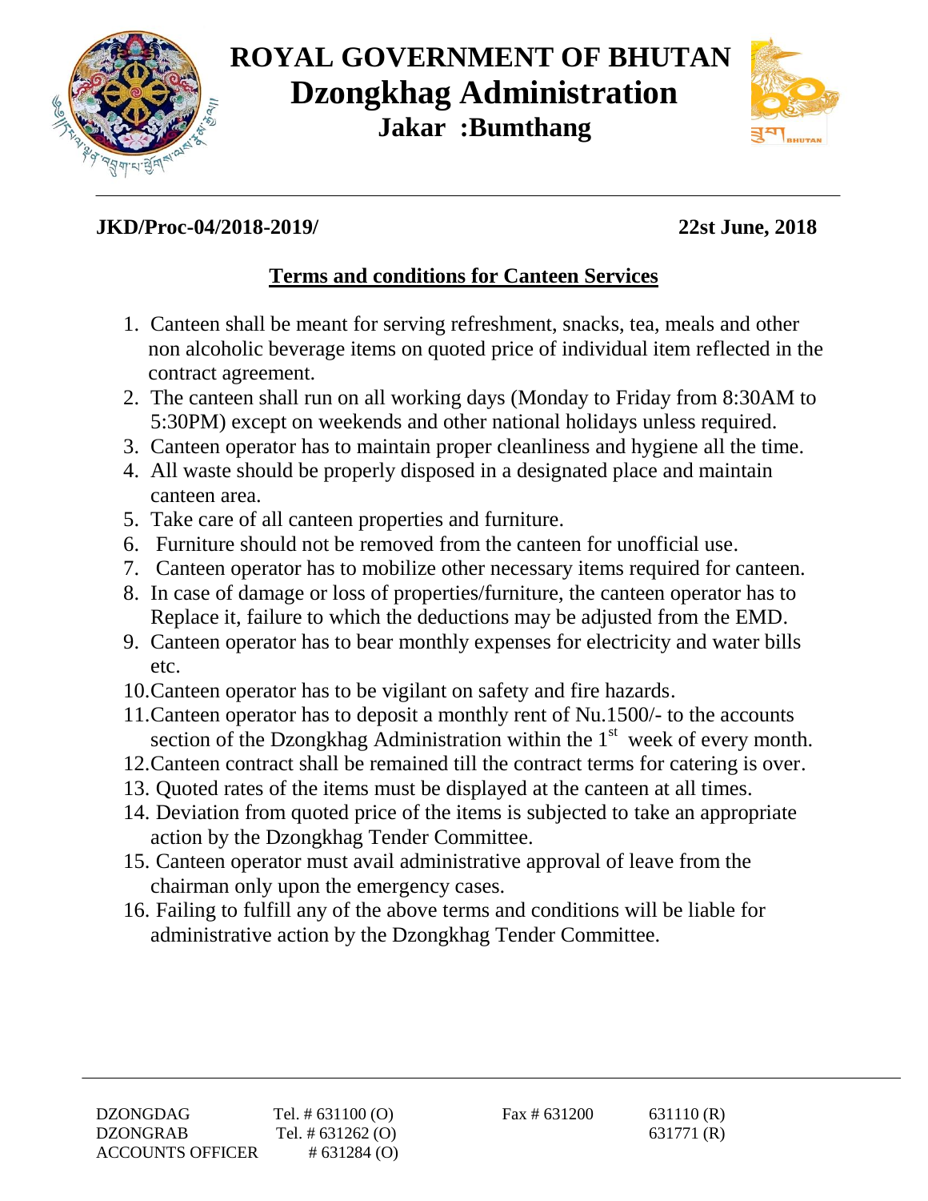# ROYAL GOVERNMENT OF BHUTAN
## Dzongkhag Administration
### Jakar :Bumthang

**JKD/Proc-04/2018-2019/** **22st June, 2018**

**Terms and conditions for Canteen Services**

1. Canteen shall be meant for serving refreshment, snacks, tea, meals and other non alcoholic beverage items on quoted price of individual item reflected in the contract agreement.
2. The canteen shall run on all working days (Monday to Friday from 8:30AM to 5:30PM) except on weekends and other national holidays unless required.
3. Canteen operator has to maintain proper cleanliness and hygiene all the time.
4. All waste should be properly disposed in a designated place and maintain canteen area.
5. Take care of all canteen properties and furniture.
6. Furniture should not be removed from the canteen for unofficial use.
7. Canteen operator has to mobilize other necessary items required for canteen.
8. In case of damage or loss of properties/furniture, the canteen operator has to Replace it, failure to which the deductions may be adjusted from the EMD.
9. Canteen operator has to bear monthly expenses for electricity and water bills etc.
10. Canteen operator has to be vigilant on safety and fire hazards.
11. Canteen operator has to deposit a monthly rent of Nu.1500/- to the accounts section of the Dzongkhag Administration within the 1st week of every month.
12. Canteen contract shall be remained till the contract terms for catering is over.
13. Quoted rates of the items must be displayed at the canteen at all times.
14. Deviation from quoted price of the items is subjected to take an appropriate action by the Dzongkhag Tender Committee.
15. Canteen operator must avail administrative approval of leave from the chairman only upon the emergency cases.
16. Failing to fulfill any of the above terms and conditions will be liable for administrative action by the Dzongkhag Tender Committee.

| | | | |
|---|---|---|---|
| DZONGDAG | Tel. # 631100 (O) | Fax # 631200 | 631110 (R) |
| DZONGRAB | Tel. # 631262 (O) | | 631771 (R) |
| ACCOUNTS OFFICER | # 631284 (O) | | |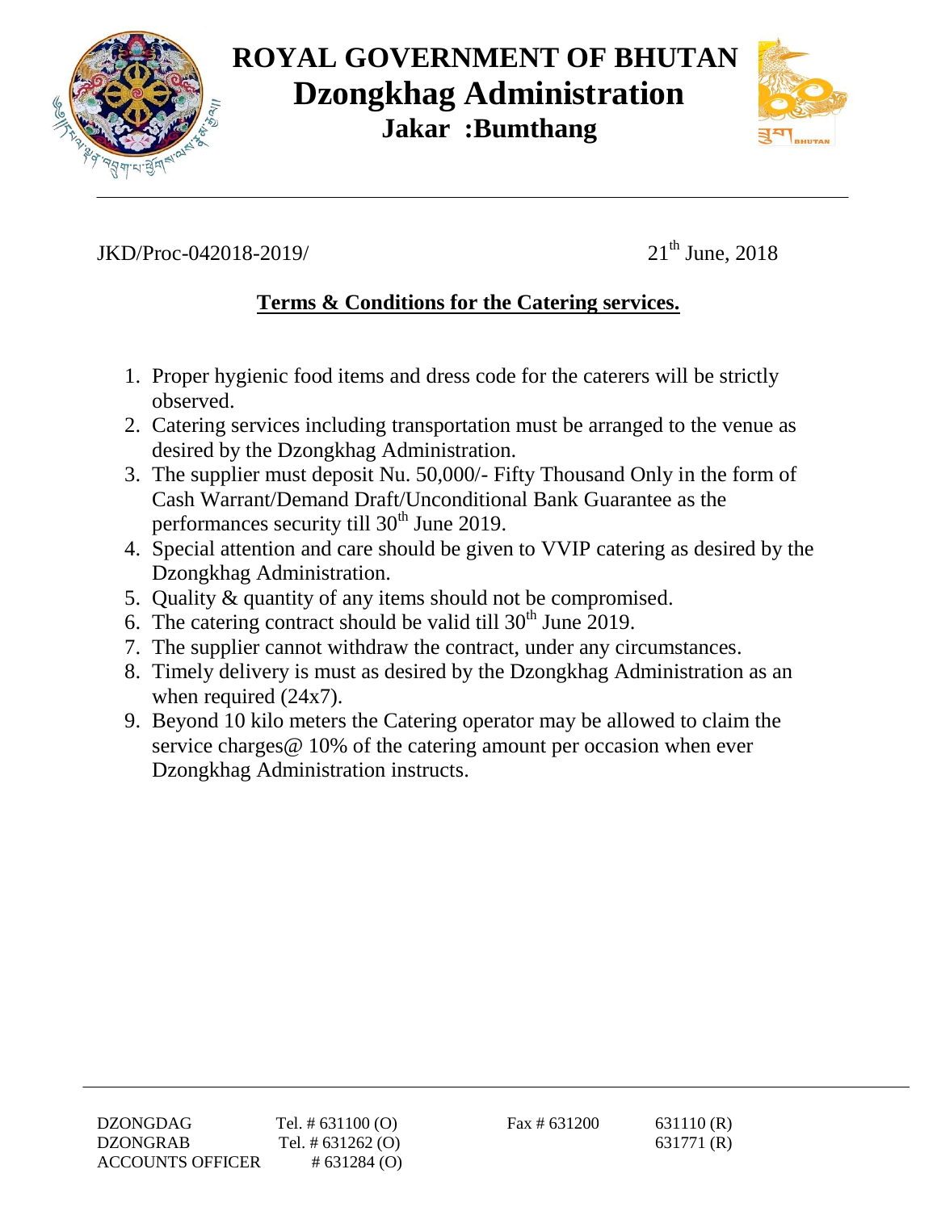# ROYAL GOVERNMENT OF BHUTAN
## Dzongkhag Administration
### Jakar :Bumthang

JKD/Proc-042018-2019/ 21th June, 2018

**Terms & Conditions for the Catering services.**

1. Proper hygienic food items and dress code for the caterers will be strictly observed.
2. Catering services including transportation must be arranged to the venue as desired by the Dzongkhag Administration.
3. The supplier must deposit Nu. 50,000/- Fifty Thousad Only in the form of Cash Warrant/Demand Draft/Unconditional Bank Guarantee as the performances security till 30th June 2019.
4. Special attention and care should be given to VVIP catering as desired by the Dzongkhag Administration.
5. Quality & quantity of any items should not be compromised.
6. The catering contract should be valid till 30th June 2019.
7. The supplier cannot withdraw the contract, under any circumstances.
8. Timely delivery is must as desired by the Dzongkhag Administration as an when required (24x7).
9. Beyond 10 kilo meters the Catering operator may be allowed to claim the service charges@ 10% of the catering amount per occasion when ever Dzongkhag Administration instructs.

| | | | |
|---|---|---|---|
| DZONGDAG | Tel. # 631100 (O) | Fax # 631200 | 631110 (R) |
| DZONGRAB | Tel. # 631262 (O) | | 631771 (R) |
| ACCOUNTS OFFICER | # 631284 (O) | | |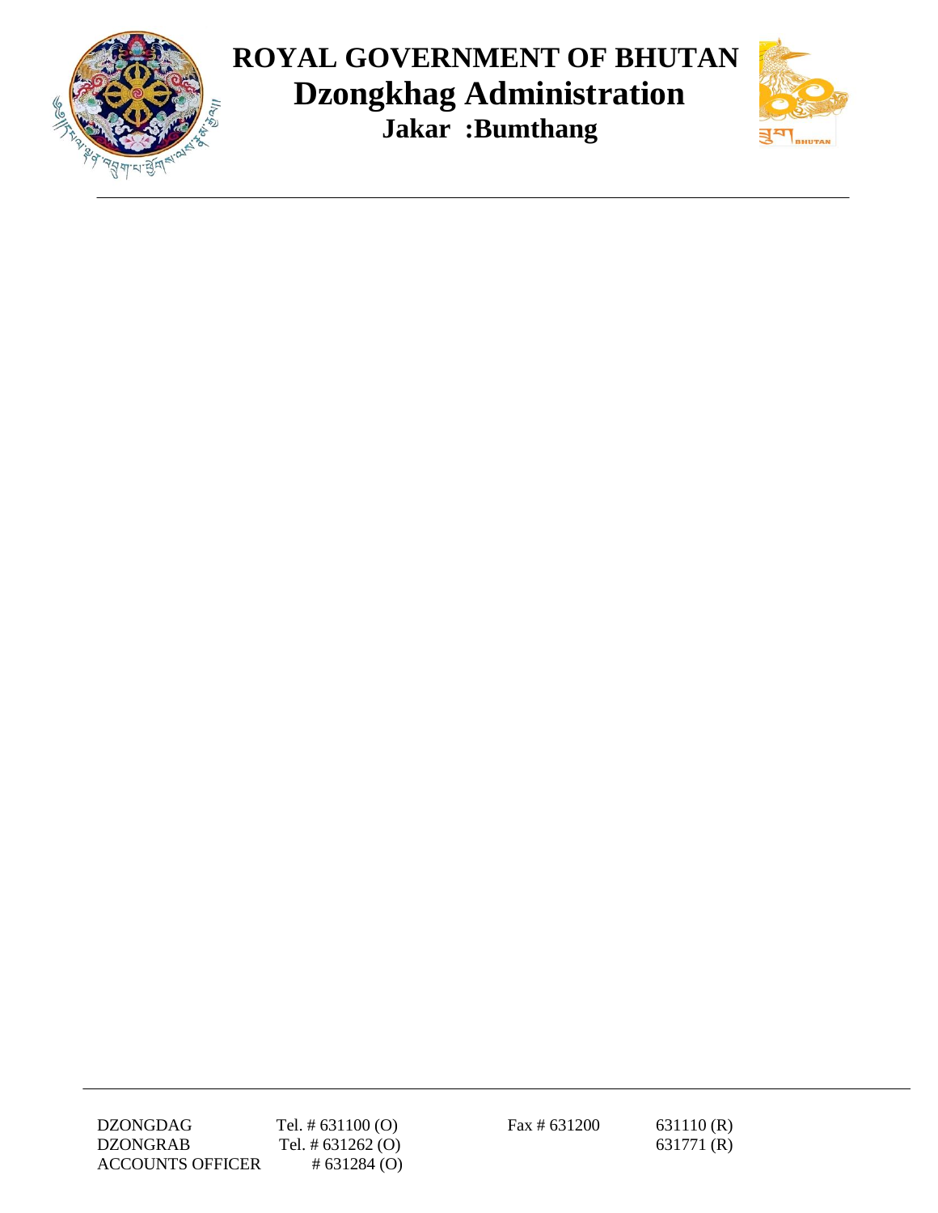# ROYAL GOVERNMENT OF BHUTAN
## Dzongkhag Administration
### Jakar :Bumthang

| | | | |
|---|---|---|---|
| DZONGDAG | Tel. # 631100 (O) | Fax # 631200 | 631110 (R) |
| DZONGRAB | Tel. # 631262 (O) | | 631771 (R) |
| ACCOUNTS OFFICER | # 631284 (O) | | |